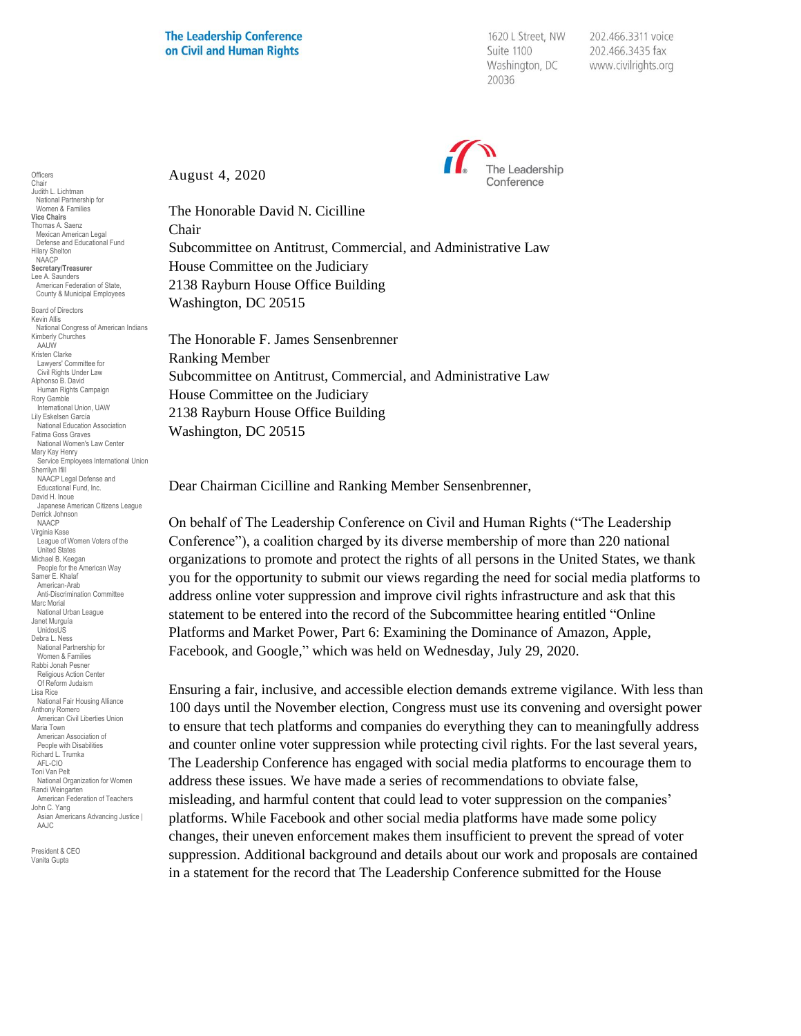**The Leadership Conference on Civil and Human Rights**

1620 L Street, NW
Suite 1100
Washington, DC
20036

202.466.3311 voice
202.466.3435 fax
www.civilrights.org

Officers
Chair
Judith L. Lichtman
National Partnership for Women & Families
**Vice Chairs**
Thomas A. Saenz
Mexican American Legal Defense and Educational Fund
Hilary Shelton
NAACP
**Secretary/Treasurer**
Lee A. Saunders
American Federation of State, County & Municipal Employees

Board of Directors
Kevin Allis
National Congress of American Indians
Kimberly Churches
AAUW
Kristen Clarke
Lawyers' Committee for Civil Rights Under Law
Alphonso B. David
Human Rights Campaign
Rory Gamble
International Union, UAW
Lily Eskelsen García
National Education Association
Fatima Goss Graves
National Women's Law Center
Mary Kay Henry
Service Employees International Union
Sherrilyn Ifill
NAACP Legal Defense and Educational Fund, Inc.
David H. Inoue
Japanese American Citizens League
Derrick Johnson
NAACP
Virginia Kase
League of Women Voters of the United States
Michael B. Keegan
People for the American Way
Samer E. Khalaf
American-Arab Anti-Discrimination Committee
Marc Morial
National Urban League
Janet Murguía
UnidosUS
Debra L. Ness
National Partnership for Women & Families
Rabbi Jonah Pesner
Religious Action Center Of Reform Judaism
Lisa Rice
National Fair Housing Alliance
Anthony Romero
American Civil Liberties Union
Maria Town
American Association of People with Disabilities
Richard L. Trumka
AFL-CIO
Toni Van Pelt
National Organization for Women
Randi Weingarten
American Federation of Teachers
John C. Yang
Asian Americans Advancing Justice | AAJC

President & CEO
Vanita Gupta

August 4, 2020

The Honorable David N. Cicilline
Chair
Subcommittee on Antitrust, Commercial, and Administrative Law
House Committee on the Judiciary
2138 Rayburn House Office Building
Washington, DC 20515

The Honorable F. James Sensenbrenner
Ranking Member
Subcommittee on Antitrust, Commercial, and Administrative Law
House Committee on the Judiciary
2138 Rayburn House Office Building
Washington, DC 20515

Dear Chairman Cicilline and Ranking Member Sensenbrenner,

On behalf of The Leadership Conference on Civil and Human Rights ("The Leadership Conference"), a coalition charged by its diverse membership of more than 220 national organizations to promote and protect the rights of all persons in the United States, we thank you for the opportunity to submit our views regarding the need for social media platforms to address online voter suppression and improve civil rights infrastructure and ask that this statement to be entered into the record of the Subcommittee hearing entitled "Online Platforms and Market Power, Part 6: Examining the Dominance of Amazon, Apple, Facebook, and Google," which was held on Wednesday, July 29, 2020.

Ensuring a fair, inclusive, and accessible election demands extreme vigilance. With less than 100 days until the November election, Congress must use its convening and oversight power to ensure that tech platforms and companies do everything they can to meaningfully address and counter online voter suppression while protecting civil rights. For the last several years, The Leadership Conference has engaged with social media platforms to encourage them to address these issues. We have made a series of recommendations to obviate false, misleading, and harmful content that could lead to voter suppression on the companies' platforms. While Facebook and other social media platforms have made some policy changes, their uneven enforcement makes them insufficient to prevent the spread of voter suppression. Additional background and details about our work and proposals are contained in a statement for the record that The Leadership Conference submitted for the House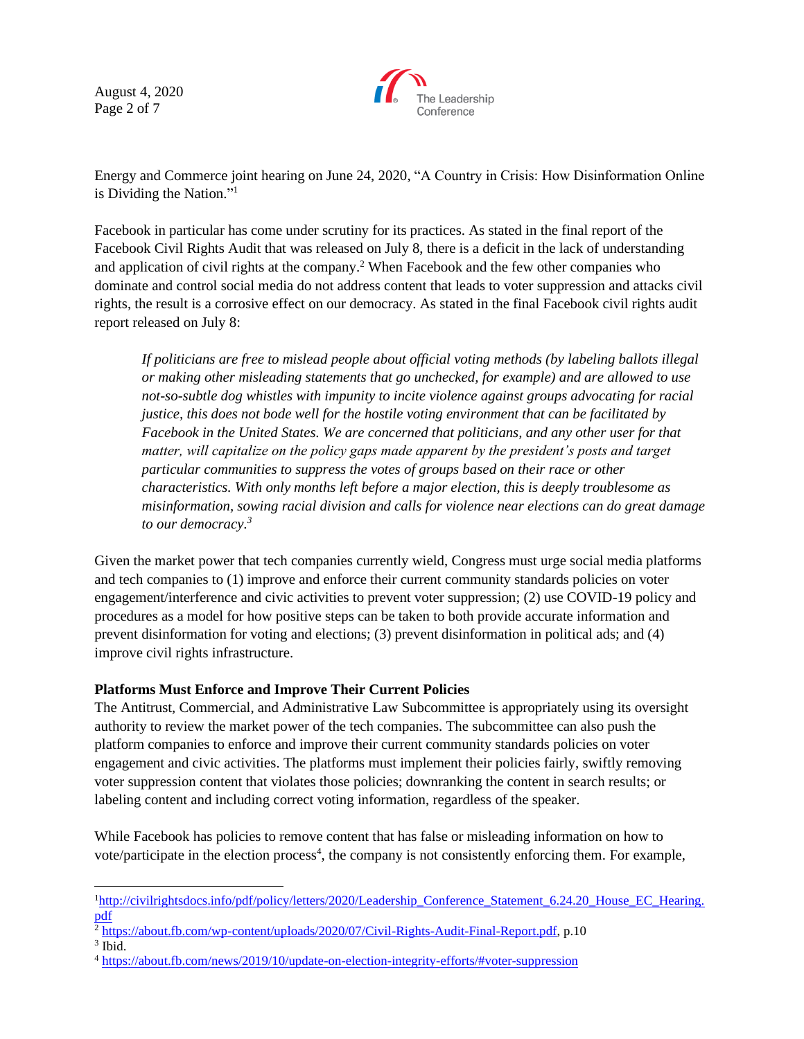Energy and Commerce joint hearing on June 24, 2020, "A Country in Crisis: How Disinformation Online is Dividing the Nation."[1]

Facebook in particular has come under scrutiny for its practices. As stated in the final report of the Facebook Civil Rights Audit that was released on July 8, there is a deficit in the lack of understanding and application of civil rights at the company.[2] When Facebook and the few other companies who dominate and control social media do not address content that leads to voter suppression and attacks civil rights, the result is a corrosive effect on our democracy. As stated in the final Facebook civil rights audit report released on July 8:

> *If politicians are free to mislead people about official voting methods (by labeling ballots illegal or making other misleading statements that go unchecked, for example) and are allowed to use not-so-subtle dog whistles with impunity to incite violence against groups advocating for racial justice, this does not bode well for the hostile voting environment that can be facilitated by Facebook in the United States. We are concerned that politicians, and any other user for that matter, will capitalize on the policy gaps made apparent by the president's posts and target particular communities to suppress the votes of groups based on their race or other characteristics. With only months left before a major election, this is deeply troublesome as misinformation, sowing racial division and calls for violence near elections can do great damage to our democracy.*[3]

Given the market power that tech companies currently wield, Congress must urge social media platforms and tech companies to (1) improve and enforce their current community standards policies on voter engagement/interference and civic activities to prevent voter suppression; (2) use COVID-19 policy and procedures as a model for how positive steps can be taken to both provide accurate information and prevent disinformation for voting and elections; (3) prevent disinformation in political ads; and (4) improve civil rights infrastructure.

**Platforms Must Enforce and Improve Their Current Policies**

The Antitrust, Commercial, and Administrative Law Subcommittee is appropriately using its oversight authority to review the market power of the tech companies. The subcommittee can also push the platform companies to enforce and improve their current community standards policies on voter engagement and civic activities. The platforms must implement their policies fairly, swiftly removing voter suppression content that violates those policies; downranking the content in search results; or labeling content and including correct voting information, regardless of the speaker.

While Facebook has policies to remove content that has false or misleading information on how to vote/participate in the election process[4], the company is not consistently enforcing them. For example,

---

[1] http://civilrightsdocs.info/pdf/policy/letters/2020/Leadership_Conference_Statement_6.24.20_House_EC_Hearing.pdf

[2] https://about.fb.com/wp-content/uploads/2020/07/Civil-Rights-Audit-Final-Report.pdf, p.10

[3] Ibid.

[4] https://about.fb.com/news/2019/10/update-on-election-integrity-efforts/#voter-suppression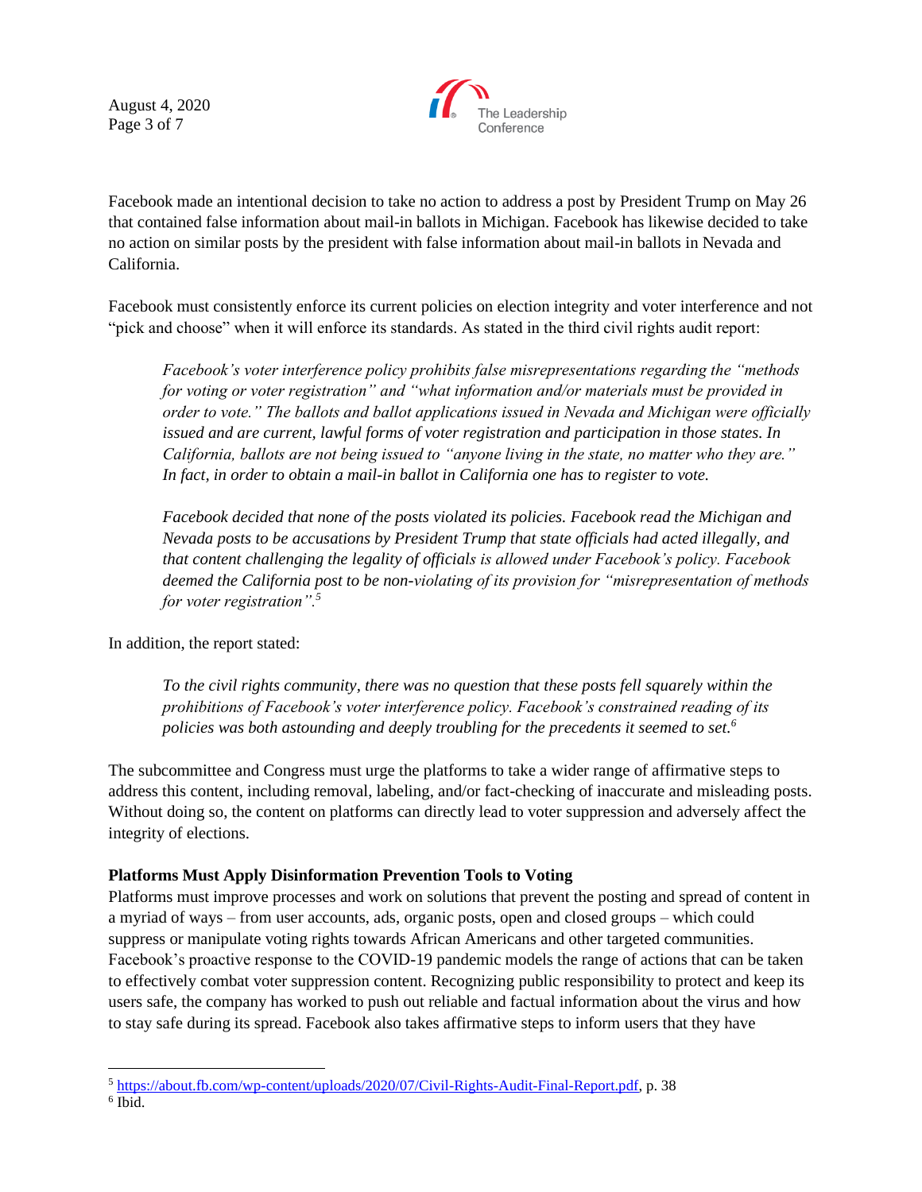Facebook made an intentional decision to take no action to address a post by President Trump on May 26 that contained false information about mail-in ballots in Michigan. Facebook has likewise decided to take no action on similar posts by the president with false information about mail-in ballots in Nevada and California.

Facebook must consistently enforce its current policies on election integrity and voter interference and not "pick and choose" when it will enforce its standards. As stated in the third civil rights audit report:

> *Facebook's voter interference policy prohibits false misrepresentations regarding the "methods for voting or voter registration" and "what information and/or materials must be provided in order to vote." The ballots and ballot applications issued in Nevada and Michigan were officially issued and are current, lawful forms of voter registration and participation in those states. In California, ballots are not being issued to "anyone living in the state, no matter who they are." In fact, in order to obtain a mail-in ballot in California one has to register to vote.*
>
> *Facebook decided that none of the posts violated its policies. Facebook read the Michigan and Nevada posts to be accusations by President Trump that state officials had acted illegally, and that content challenging the legality of officials is allowed under Facebook's policy. Facebook deemed the California post to be non-violating of its provision for "misrepresentation of methods for voter registration".*[5]

In addition, the report stated:

> *To the civil rights community, there was no question that these posts fell squarely within the prohibitions of Facebook's voter interference policy. Facebook's constrained reading of its policies was both astounding and deeply troubling for the precedents it seemed to set.*[6]

The subcommittee and Congress must urge the platforms to take a wider range of affirmative steps to address this content, including removal, labeling, and/or fact-checking of inaccurate and misleading posts. Without doing so, the content on platforms can directly lead to voter suppression and adversely affect the integrity of elections.

**Platforms Must Apply Disinformation Prevention Tools to Voting**

Platforms must improve processes and work on solutions that prevent the posting and spread of content in a myriad of ways – from user accounts, ads, organic posts, open and closed groups – which could suppress or manipulate voting rights towards African Americans and other targeted communities. Facebook's proactive response to the COVID-19 pandemic models the range of actions that can be taken to effectively combat voter suppression content. Recognizing public responsibility to protect and keep its users safe, the company has worked to push out reliable and factual information about the virus and how to stay safe during its spread. Facebook also takes affirmative steps to inform users that they have

---

[5] https://about.fb.com/wp-content/uploads/2020/07/Civil-Rights-Audit-Final-Report.pdf, p. 38

[6] Ibid.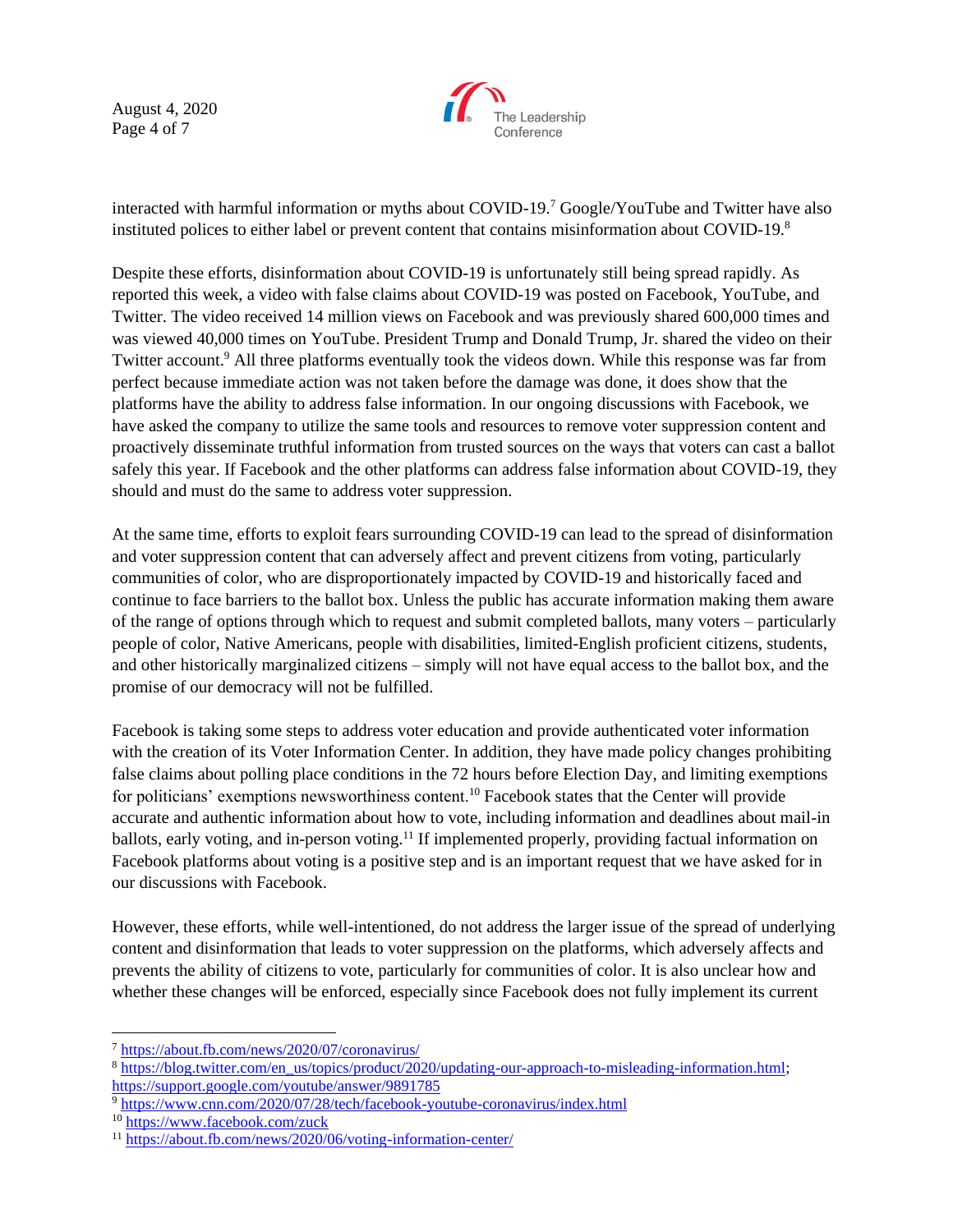interacted with harmful information or myths about COVID-19.[7] Google/YouTube and Twitter have also instituted polices to either label or prevent content that contains misinformation about COVID-19.[8]

Despite these efforts, disinformation about COVID-19 is unfortunately still being spread rapidly. As reported this week, a video with false claims about COVID-19 was posted on Facebook, YouTube, and Twitter. The video received 14 million views on Facebook and was previously shared 600,000 times and was viewed 40,000 times on YouTube. President Trump and Donald Trump, Jr. shared the video on their Twitter account.[9] All three platforms eventually took the videos down. While this response was far from perfect because immediate action was not taken before the damage was done, it does show that the platforms have the ability to address false information. In our ongoing discussions with Facebook, we have asked the company to utilize the same tools and resources to remove voter suppression content and proactively disseminate truthful information from trusted sources on the ways that voters can cast a ballot safely this year. If Facebook and the other platforms can address false information about COVID-19, they should and must do the same to address voter suppression.

At the same time, efforts to exploit fears surrounding COVID-19 can lead to the spread of disinformation and voter suppression content that can adversely affect and prevent citizens from voting, particularly communities of color, who are disproportionately impacted by COVID-19 and historically faced and continue to face barriers to the ballot box. Unless the public has accurate information making them aware of the range of options through which to request and submit completed ballots, many voters – particularly people of color, Native Americans, people with disabilities, limited-English proficient citizens, students, and other historically marginalized citizens – simply will not have equal access to the ballot box, and the promise of our democracy will not be fulfilled.

Facebook is taking some steps to address voter education and provide authenticated voter information with the creation of its Voter Information Center. In addition, they have made policy changes prohibiting false claims about polling place conditions in the 72 hours before Election Day, and limiting exemptions for politicians' exemptions newsworthiness content.[10] Facebook states that the Center will provide accurate and authentic information about how to vote, including information and deadlines about mail-in ballots, early voting, and in-person voting.[11] If implemented properly, providing factual information on Facebook platforms about voting is a positive step and is an important request that we have asked for in our discussions with Facebook.

However, these efforts, while well-intentioned, do not address the larger issue of the spread of underlying content and disinformation that leads to voter suppression on the platforms, which adversely affects and prevents the ability of citizens to vote, particularly for communities of color. It is also unclear how and whether these changes will be enforced, especially since Facebook does not fully implement its current

---

[7] https://about.fb.com/news/2020/07/coronavirus/

[8] https://blog.twitter.com/en_us/topics/product/2020/updating-our-approach-to-misleading-information.html; https://support.google.com/youtube/answer/9891785

[9] https://www.cnn.com/2020/07/28/tech/facebook-youtube-coronavirus/index.html

[10] https://www.facebook.com/zuck

[11] https://about.fb.com/news/2020/06/voting-information-center/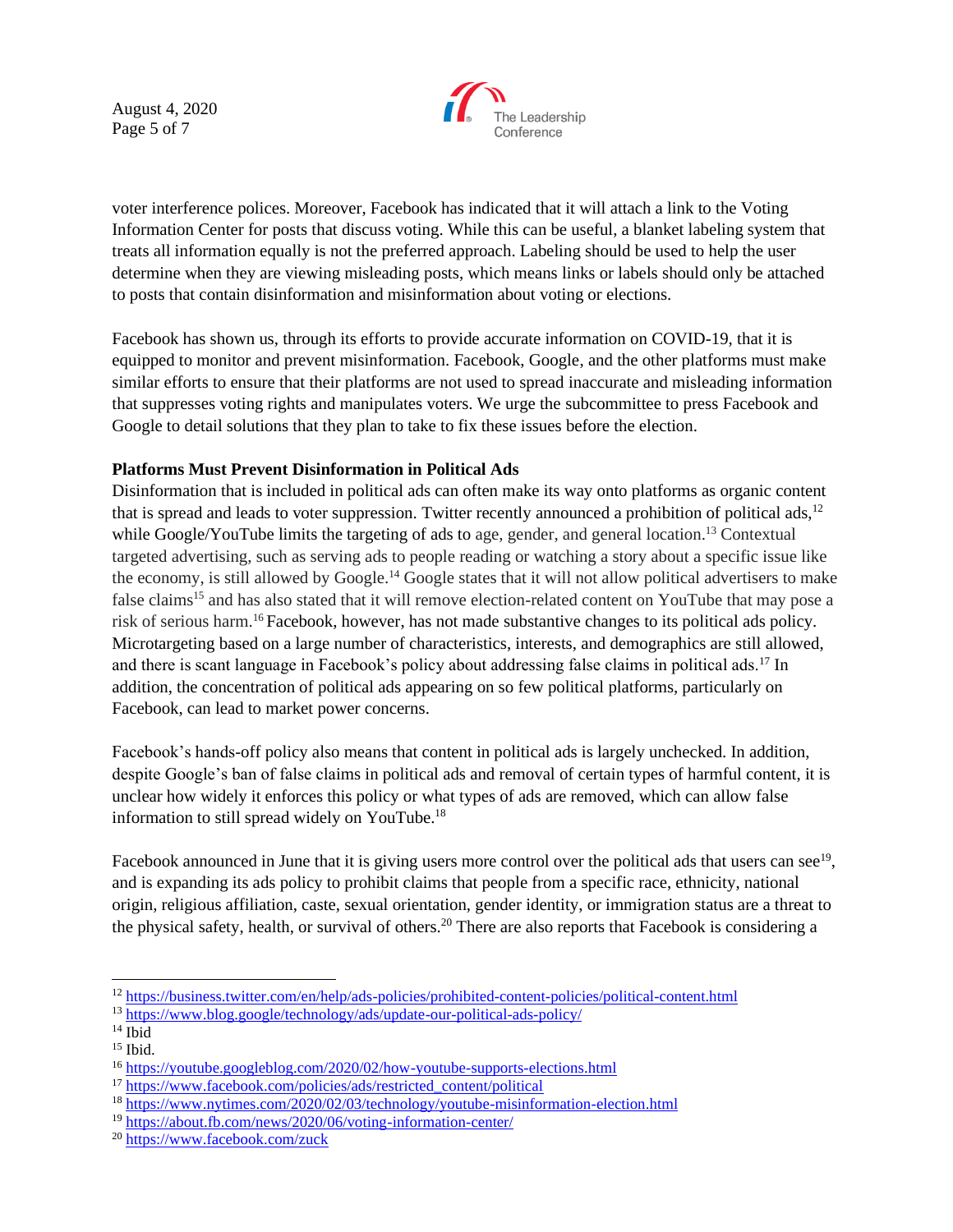voter interference polices. Moreover, Facebook has indicated that it will attach a link to the Voting Information Center for posts that discuss voting. While this can be useful, a blanket labeling system that treats all information equally is not the preferred approach. Labeling should be used to help the user determine when they are viewing misleading posts, which means links or labels should only be attached to posts that contain disinformation and misinformation about voting or elections.

Facebook has shown us, through its efforts to provide accurate information on COVID-19, that it is equipped to monitor and prevent misinformation. Facebook, Google, and the other platforms must make similar efforts to ensure that their platforms are not used to spread inaccurate and misleading information that suppresses voting rights and manipulates voters. We urge the subcommittee to press Facebook and Google to detail solutions that they plan to take to fix these issues before the election.

**Platforms Must Prevent Disinformation in Political Ads**

Disinformation that is included in political ads can often make its way onto platforms as organic content that is spread and leads to voter suppression. Twitter recently announced a prohibition of political ads,[12] while Google/YouTube limits the targeting of ads to age, gender, and general location.[13] Contextual targeted advertising, such as serving ads to people reading or watching a story about a specific issue like the economy, is still allowed by Google.[14] Google states that it will not allow political advertisers to make false claims[15] and has also stated that it will remove election-related content on YouTube that may pose a risk of serious harm.[16] Facebook, however, has not made substantive changes to its political ads policy. Microtargeting based on a large number of characteristics, interests, and demographics are still allowed, and there is scant language in Facebook's policy about addressing false claims in political ads.[17] In addition, the concentration of political ads appearing on so few political platforms, particularly on Facebook, can lead to market power concerns.

Facebook's hands-off policy also means that content in political ads is largely unchecked. In addition, despite Google's ban of false claims in political ads and removal of certain types of harmful content, it is unclear how widely it enforces this policy or what types of ads are removed, which can allow false information to still spread widely on YouTube.[18]

Facebook announced in June that it is giving users more control over the political ads that users can see[19], and is expanding its ads policy to prohibit claims that people from a specific race, ethnicity, national origin, religious affiliation, caste, sexual orientation, gender identity, or immigration status are a threat to the physical safety, health, or survival of others.[20] There are also reports that Facebook is considering a

---

[12] https://business.twitter.com/en/help/ads-policies/prohibited-content-policies/political-content.html

[13] https://www.blog.google/technology/ads/update-our-political-ads-policy/

[14] Ibid

[15] Ibid.

[16] https://youtube.googleblog.com/2020/02/how-youtube-supports-elections.html

[17] https://www.facebook.com/policies/ads/restricted_content/political

[18] https://www.nytimes.com/2020/02/03/technology/youtube-misinformation-election.html

[19] https://about.fb.com/news/2020/06/voting-information-center/

[20] https://www.facebook.com/zuck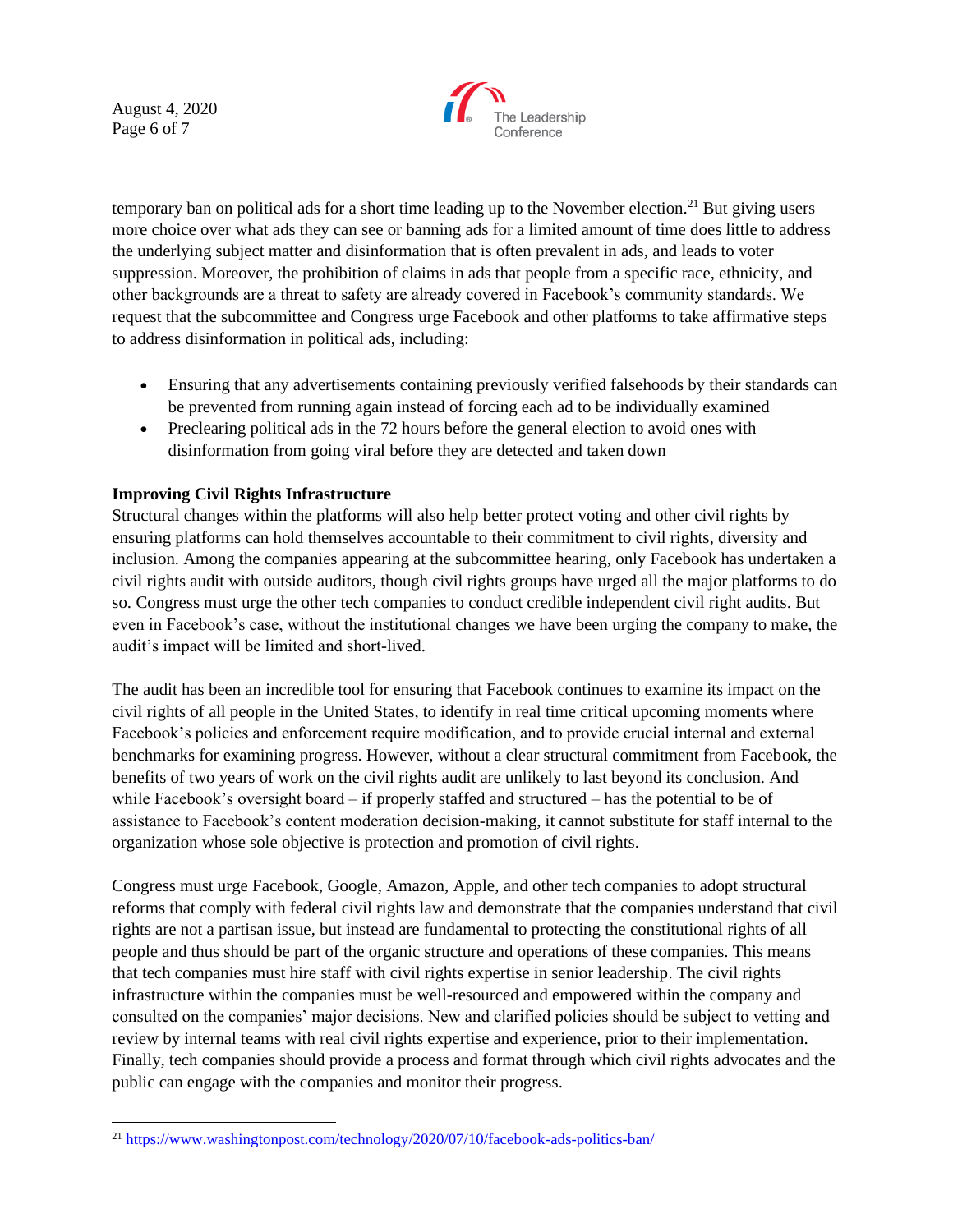temporary ban on political ads for a short time leading up to the November election.[21] But giving users more choice over what ads they can see or banning ads for a limited amount of time does little to address the underlying subject matter and disinformation that is often prevalent in ads, and leads to voter suppression. Moreover, the prohibition of claims in ads that people from a specific race, ethnicity, and other backgrounds are a threat to safety are already covered in Facebook's community standards. We request that the subcommittee and Congress urge Facebook and other platforms to take affirmative steps to address disinformation in political ads, including:

- Ensuring that any advertisements containing previously verified falsehoods by their standards can be prevented from running again instead of forcing each ad to be individually examined
- Preclearing political ads in the 72 hours before the general election to avoid ones with disinformation from going viral before they are detected and taken down

**Improving Civil Rights Infrastructure**

Structural changes within the platforms will also help better protect voting and other civil rights by ensuring platforms can hold themselves accountable to their commitment to civil rights, diversity and inclusion. Among the companies appearing at the subcommittee hearing, only Facebook has undertaken a civil rights audit with outside auditors, though civil rights groups have urged all the major platforms to do so. Congress must urge the other tech companies to conduct credible independent civil right audits. But even in Facebook's case, without the institutional changes we have been urging the company to make, the audit's impact will be limited and short-lived.

The audit has been an incredible tool for ensuring that Facebook continues to examine its impact on the civil rights of all people in the United States, to identify in real time critical upcoming moments where Facebook's policies and enforcement require modification, and to provide crucial internal and external benchmarks for examining progress. However, without a clear structural commitment from Facebook, the benefits of two years of work on the civil rights audit are unlikely to last beyond its conclusion. And while Facebook's oversight board – if properly staffed and structured – has the potential to be of assistance to Facebook's content moderation decision-making, it cannot substitute for staff internal to the organization whose sole objective is protection and promotion of civil rights.

Congress must urge Facebook, Google, Amazon, Apple, and other tech companies to adopt structural reforms that comply with federal civil rights law and demonstrate that the companies understand that civil rights are not a partisan issue, but instead are fundamental to protecting the constitutional rights of all people and thus should be part of the organic structure and operations of these companies. This means that tech companies must hire staff with civil rights expertise in senior leadership. The civil rights infrastructure within the companies must be well-resourced and empowered within the company and consulted on the companies' major decisions. New and clarified policies should be subject to vetting and review by internal teams with real civil rights expertise and experience, prior to their implementation. Finally, tech companies should provide a process and format through which civil rights advocates and the public can engage with the companies and monitor their progress.

---

[21] https://www.washingtonpost.com/technology/2020/07/10/facebook-ads-politics-ban/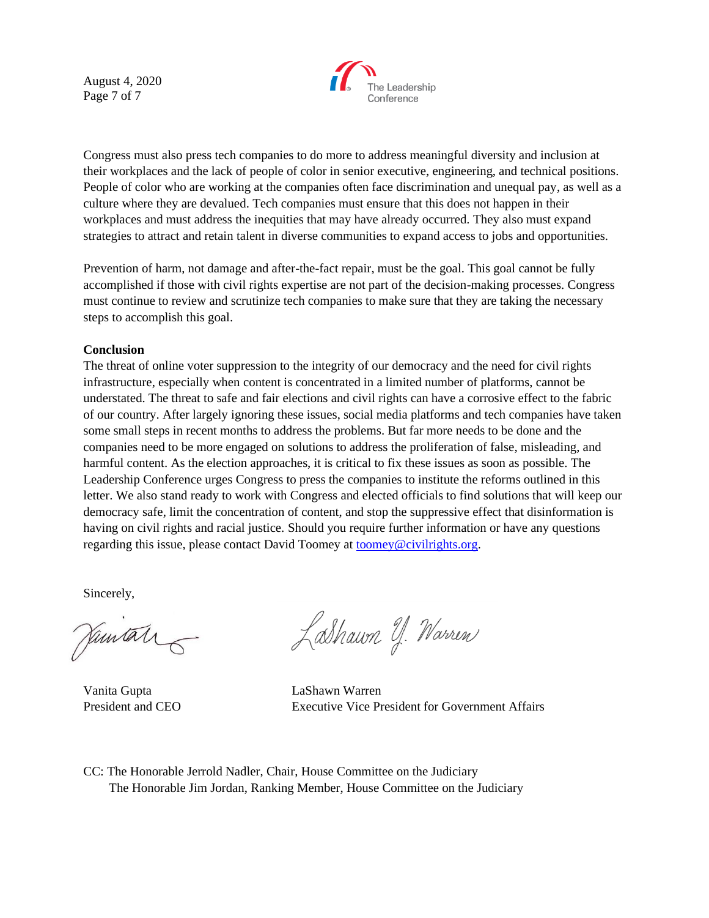Congress must also press tech companies to do more to address meaningful diversity and inclusion at their workplaces and the lack of people of color in senior executive, engineering, and technical positions. People of color who are working at the companies often face discrimination and unequal pay, as well as a culture where they are devalued. Tech companies must ensure that this does not happen in their workplaces and must address the inequities that may have already occurred. They also must expand strategies to attract and retain talent in diverse communities to expand access to jobs and opportunities.

Prevention of harm, not damage and after-the-fact repair, must be the goal. This goal cannot be fully accomplished if those with civil rights expertise are not part of the decision-making processes. Congress must continue to review and scrutinize tech companies to make sure that they are taking the necessary steps to accomplish this goal.

**Conclusion**

The threat of online voter suppression to the integrity of our democracy and the need for civil rights infrastructure, especially when content is concentrated in a limited number of platforms, cannot be understated. The threat to safe and fair elections and civil rights can have a corrosive effect to the fabric of our country. After largely ignoring these issues, social media platforms and tech companies have taken some small steps in recent months to address the problems. But far more needs to be done and the companies need to be more engaged on solutions to address the proliferation of false, misleading, and harmful content. As the election approaches, it is critical to fix these issues as soon as possible. The Leadership Conference urges Congress to press the companies to institute the reforms outlined in this letter. We also stand ready to work with Congress and elected officials to find solutions that will keep our democracy safe, limit the concentration of content, and stop the suppressive effect that disinformation is having on civil rights and racial justice. Should you require further information or have any questions regarding this issue, please contact David Toomey at toomey@civilrights.org.

Sincerely,

Vanita Gupta
President and CEO

LaShawn Warren
Executive Vice President for Government Affairs

CC: The Honorable Jerrold Nadler, Chair, House Committee on the Judiciary
The Honorable Jim Jordan, Ranking Member, House Committee on the Judiciary